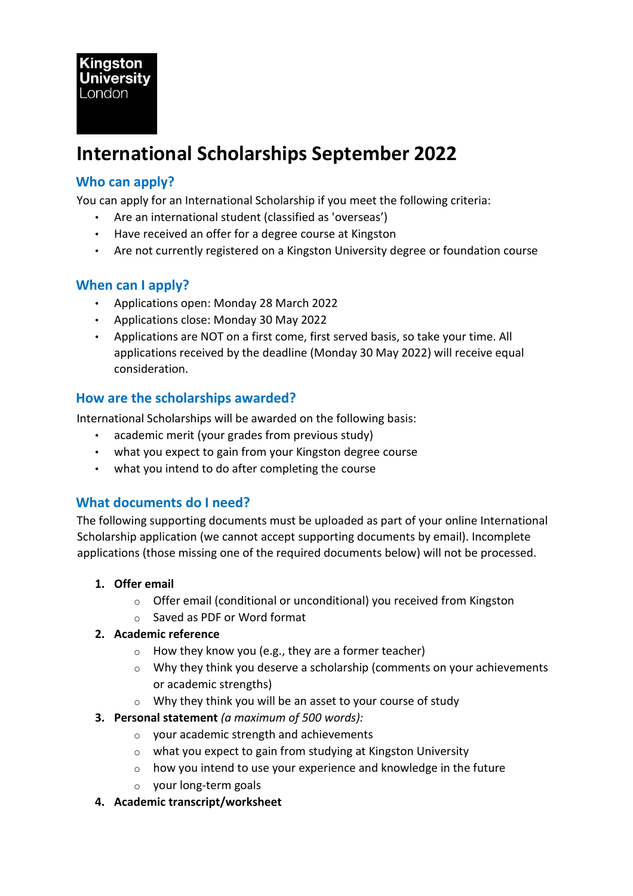Kingston University London

# International Scholarships September 2022

## Who can apply?

You can apply for an International Scholarship if you meet the following criteria:

- Are an international student (classified as 'overseas')
- Have received an offer for a degree course at Kingston
- Are not currently registered on a Kingston University degree or foundation course

## When can I apply?

- Applications open: Monday 28 March 2022
- Applications close: Monday 30 May 2022
- Applications are NOT on a first come, first served basis, so take your time. All applications received by the deadline (Monday 30 May 2022) will receive equal consideration.

## How are the scholarships awarded?

International Scholarships will be awarded on the following basis:

- academic merit (your grades from previous study)
- what you expect to gain from your Kingston degree course
- what you intend to do after completing the course

## What documents do I need?

The following supporting documents must be uploaded as part of your online International Scholarship application (we cannot accept supporting documents by email). Incomplete applications (those missing one of the required documents below) will not be processed.

1. **Offer email**
   - Offer email (conditional or unconditional) you received from Kingston
   - Saved as PDF or Word format
2. **Academic reference**
   - How they know you (e.g., they are a former teacher)
   - Why they think you deserve a scholarship (comments on your achievements or academic strengths)
   - Why they think you will be an asset to your course of study
3. **Personal statement** *(a maximum of 500 words):*
   - your academic strength and achievements
   - what you expect to gain from studying at Kingston University
   - how you intend to use your experience and knowledge in the future
   - your long-term goals
4. **Academic transcript/worksheet**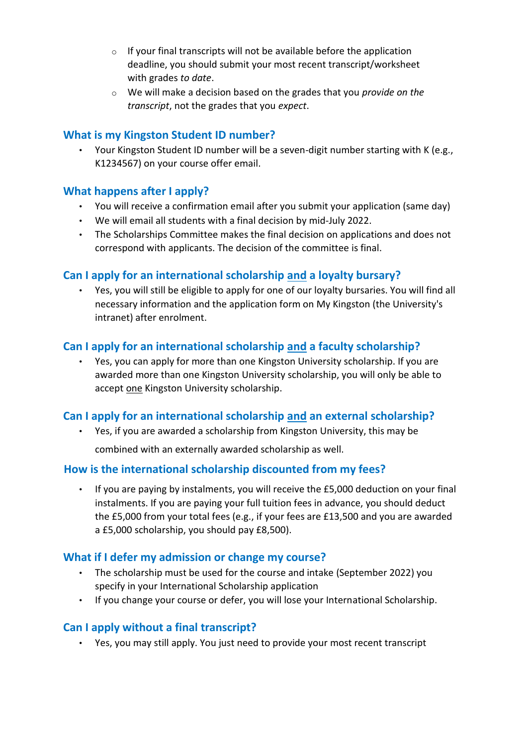- If your final transcripts will not be available before the application deadline, you should submit your most recent transcript/worksheet with grades *to date*.
  - We will make a decision based on the grades that you *provide on the transcript*, not the grades that you *expect*.

## What is my Kingston Student ID number?

- Your Kingston Student ID number will be a seven-digit number starting with K (e.g., K1234567) on your course offer email.

## What happens after I apply?

- You will receive a confirmation email after you submit your application (same day)
- We will email all students with a final decision by mid-July 2022.
- The Scholarships Committee makes the final decision on applications and does not correspond with applicants. The decision of the committee is final.

## Can I apply for an international scholarship <u>and</u> a loyalty bursary?

- Yes, you will still be eligible to apply for one of our loyalty bursaries. You will find all necessary information and the application form on My Kingston (the University's intranet) after enrolment.

## Can I apply for an international scholarship <u>and</u> a faculty scholarship?

- Yes, you can apply for more than one Kingston University scholarship. If you are awarded more than one Kingston University scholarship, you will only be able to accept <u>one</u> Kingston University scholarship.

## Can I apply for an international scholarship <u>and</u> an external scholarship?

- Yes, if you are awarded a scholarship from Kingston University, this may be combined with an externally awarded scholarship as well.

## How is the international scholarship discounted from my fees?

- If you are paying by instalments, you will receive the £5,000 deduction on your final instalments. If you are paying your full tuition fees in advance, you should deduct the £5,000 from your total fees (e.g., if your fees are £13,500 and you are awarded a £5,000 scholarship, you should pay £8,500).

## What if I defer my admission or change my course?

- The scholarship must be used for the course and intake (September 2022) you specify in your International Scholarship application
- If you change your course or defer, you will lose your International Scholarship.

## Can I apply without a final transcript?

- Yes, you may still apply. You just need to provide your most recent transcript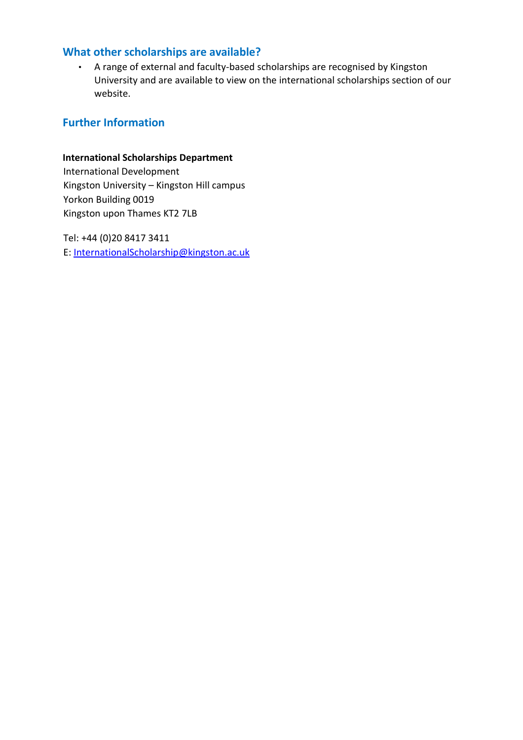## What other scholarships are available?

- A range of external and faculty-based scholarships are recognised by Kingston University and are available to view on the international scholarships section of our website.

## Further Information

**International Scholarships Department**
International Development
Kingston University – Kingston Hill campus
Yorkon Building 0019
Kingston upon Thames KT2 7LB

Tel: +44 (0)20 8417 3411
E: InternationalScholarship@kingston.ac.uk